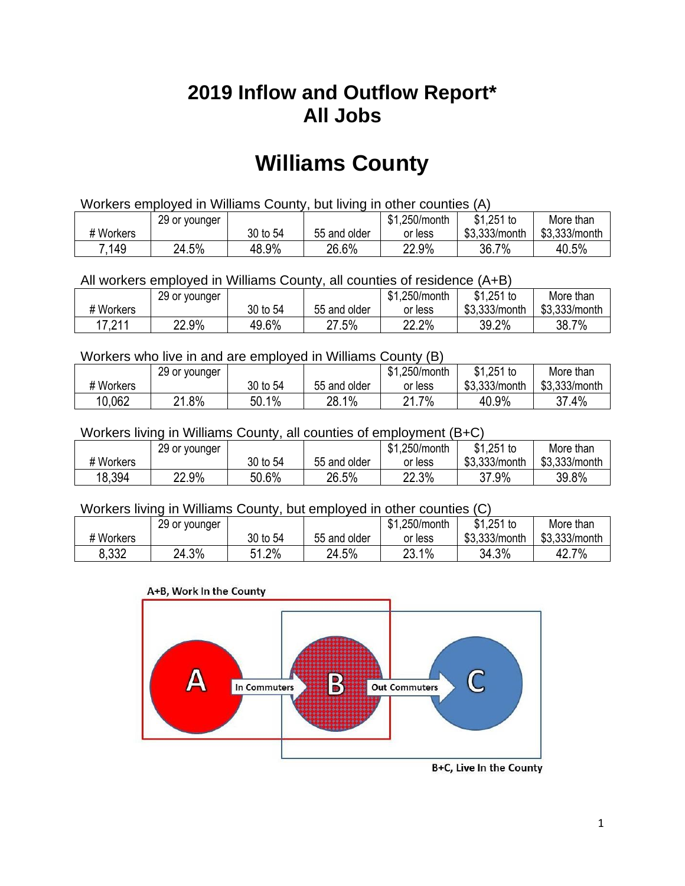# 2019 Inflow and Outflow Report*
# All Jobs

# Williams County

Workers employed in Williams County, but living in other counties (A)

| # Workers | 29 or younger | 30 to 54 | 55 and older | $1,250/month or less | $1,251 to $3,333/month | More than $3,333/month |
|---|---|---|---|---|---|---|
| 7,149 | 24.5% | 48.9% | 26.6% | 22.9% | 36.7% | 40.5% |

All workers employed in Williams County, all counties of residence (A+B)

| # Workers | 29 or younger | 30 to 54 | 55 and older | $1,250/month or less | $1,251 to $3,333/month | More than $3,333/month |
|---|---|---|---|---|---|---|
| 17,211 | 22.9% | 49.6% | 27.5% | 22.2% | 39.2% | 38.7% |

Workers who live in and are employed in Williams County (B)

| # Workers | 29 or younger | 30 to 54 | 55 and older | $1,250/month or less | $1,251 to $3,333/month | More than $3,333/month |
|---|---|---|---|---|---|---|
| 10,062 | 21.8% | 50.1% | 28.1% | 21.7% | 40.9% | 37.4% |

Workers living in Williams County, all counties of employment (B+C)

| # Workers | 29 or younger | 30 to 54 | 55 and older | $1,250/month or less | $1,251 to $3,333/month | More than $3,333/month |
|---|---|---|---|---|---|---|
| 18,394 | 22.9% | 50.6% | 26.5% | 22.3% | 37.9% | 39.8% |

Workers living in Williams County, but employed in other counties (C)

| # Workers | 29 or younger | 30 to 54 | 55 and older | $1,250/month or less | $1,251 to $3,333/month | More than $3,333/month |
|---|---|---|---|---|---|---|
| 8,332 | 24.3% | 51.2% | 24.5% | 23.1% | 34.3% | 42.7% |

A+B, Work In the County

A → In Commuters → B → Out Commuters → C

B+C, Live In the County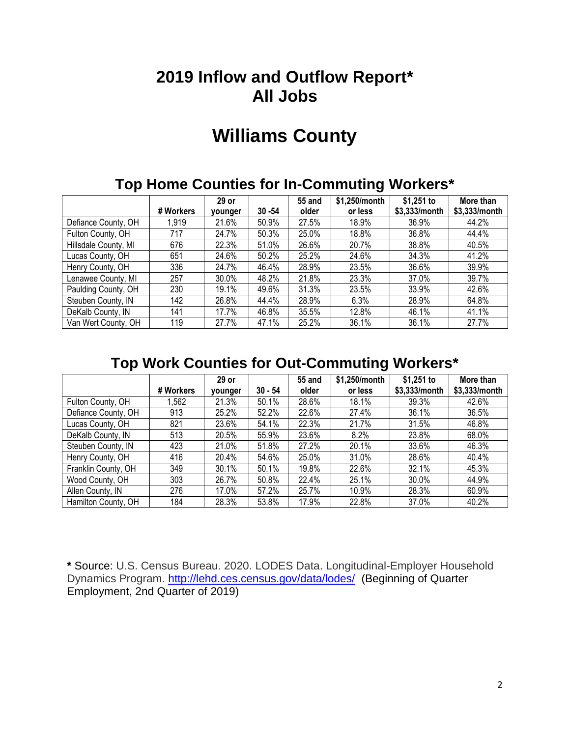# 2019 Inflow and Outflow Report*
# All Jobs

# Williams County

## Top Home Counties for In-Commuting Workers*

| | # Workers | 29 or younger | 30 -54 | 55 and older | $1,250/month or less | $1,251 to $3,333/month | More than $3,333/month |
|---|---|---|---|---|---|---|---|
| Defiance County, OH | 1,919 | 21.6% | 50.9% | 27.5% | 18.9% | 36.9% | 44.2% |
| Fulton County, OH | 717 | 24.7% | 50.3% | 25.0% | 18.8% | 36.8% | 44.4% |
| Hillsdale County, MI | 676 | 22.3% | 51.0% | 26.6% | 20.7% | 38.8% | 40.5% |
| Lucas County, OH | 651 | 24.6% | 50.2% | 25.2% | 24.6% | 34.3% | 41.2% |
| Henry County, OH | 336 | 24.7% | 46.4% | 28.9% | 23.5% | 36.6% | 39.9% |
| Lenawee County, MI | 257 | 30.0% | 48.2% | 21.8% | 23.3% | 37.0% | 39.7% |
| Paulding County, OH | 230 | 19.1% | 49.6% | 31.3% | 23.5% | 33.9% | 42.6% |
| Steuben County, IN | 142 | 26.8% | 44.4% | 28.9% | 6.3% | 28.9% | 64.8% |
| DeKalb County, IN | 141 | 17.7% | 46.8% | 35.5% | 12.8% | 46.1% | 41.1% |
| Van Wert County, OH | 119 | 27.7% | 47.1% | 25.2% | 36.1% | 36.1% | 27.7% |

## Top Work Counties for Out-Commuting Workers*

| | # Workers | 29 or younger | 30 - 54 | 55 and older | $1,250/month or less | $1,251 to $3,333/month | More than $3,333/month |
|---|---|---|---|---|---|---|---|
| Fulton County, OH | 1,562 | 21.3% | 50.1% | 28.6% | 18.1% | 39.3% | 42.6% |
| Defiance County, OH | 913 | 25.2% | 52.2% | 22.6% | 27.4% | 36.1% | 36.5% |
| Lucas County, OH | 821 | 23.6% | 54.1% | 22.3% | 21.7% | 31.5% | 46.8% |
| DeKalb County, IN | 513 | 20.5% | 55.9% | 23.6% | 8.2% | 23.8% | 68.0% |
| Steuben County, IN | 423 | 21.0% | 51.8% | 27.2% | 20.1% | 33.6% | 46.3% |
| Henry County, OH | 416 | 20.4% | 54.6% | 25.0% | 31.0% | 28.6% | 40.4% |
| Franklin County, OH | 349 | 30.1% | 50.1% | 19.8% | 22.6% | 32.1% | 45.3% |
| Wood County, OH | 303 | 26.7% | 50.8% | 22.4% | 25.1% | 30.0% | 44.9% |
| Allen County, IN | 276 | 17.0% | 57.2% | 25.7% | 10.9% | 28.3% | 60.9% |
| Hamilton County, OH | 184 | 28.3% | 53.8% | 17.9% | 22.8% | 37.0% | 40.2% |

**\*** Source: U.S. Census Bureau. 2020. LODES Data. Longitudinal-Employer Household Dynamics Program. http://lehd.ces.census.gov/data/lodes/ (Beginning of Quarter Employment, 2nd Quarter of 2019)